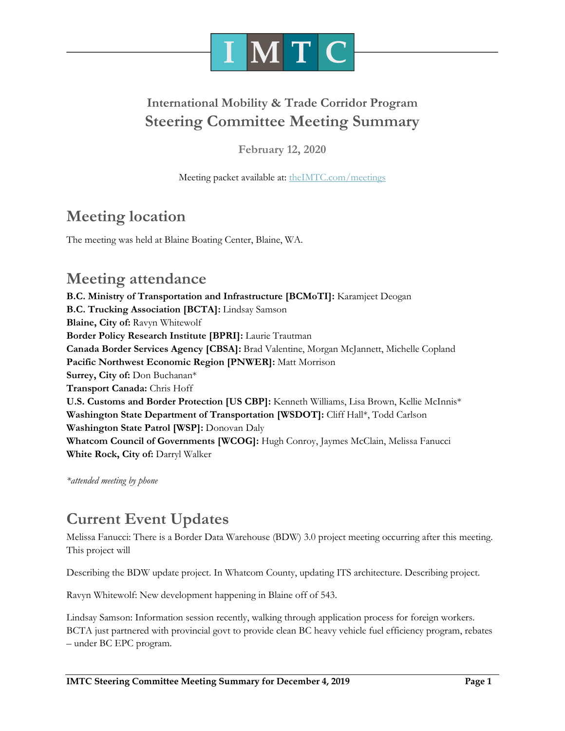# IMTC

## International Mobility & Trade Corridor Program
## Steering Committee Meeting Summary

**February 12, 2020**

Meeting packet available at: theIMTC.com/meetings

## Meeting location

The meeting was held at Blaine Boating Center, Blaine, WA.

## Meeting attendance

**B.C. Ministry of Transportation and Infrastructure [BCMoTI]:** Karamjeet Deogan
**B.C. Trucking Association [BCTA]:** Lindsay Samson
**Blaine, City of:** Ravyn Whitewolf
**Border Policy Research Institute [BPRI]:** Laurie Trautman
**Canada Border Services Agency [CBSA]:** Brad Valentine, Morgan McJannett, Michelle Copland
**Pacific Northwest Economic Region [PNWER]:** Matt Morrison
**Surrey, City of:** Don Buchanan*
**Transport Canada:** Chris Hoff
**U.S. Customs and Border Protection [US CBP]:** Kenneth Williams, Lisa Brown, Kellie McInnis*
**Washington State Department of Transportation [WSDOT]:** Cliff Hall*, Todd Carlson
**Washington State Patrol [WSP]:** Donovan Daly
**Whatcom Council of Governments [WCOG]:** Hugh Conroy, Jaymes McClain, Melissa Fanucci
**White Rock, City of:** Darryl Walker

*\*attended meeting by phone*

## Current Event Updates

Melissa Fanucci: There is a Border Data Warehouse (BDW) 3.0 project meeting occurring after this meeting. This project will

Describing the BDW update project. In Whatcom County, updating ITS architecture. Describing project.

Ravyn Whitewolf: New development happening in Blaine off of 543.

Lindsay Samson: Information session recently, walking through application process for foreign workers. BCTA just partnered with provincial govt to provide clean BC heavy vehicle fuel efficiency program, rebates – under BC EPC program.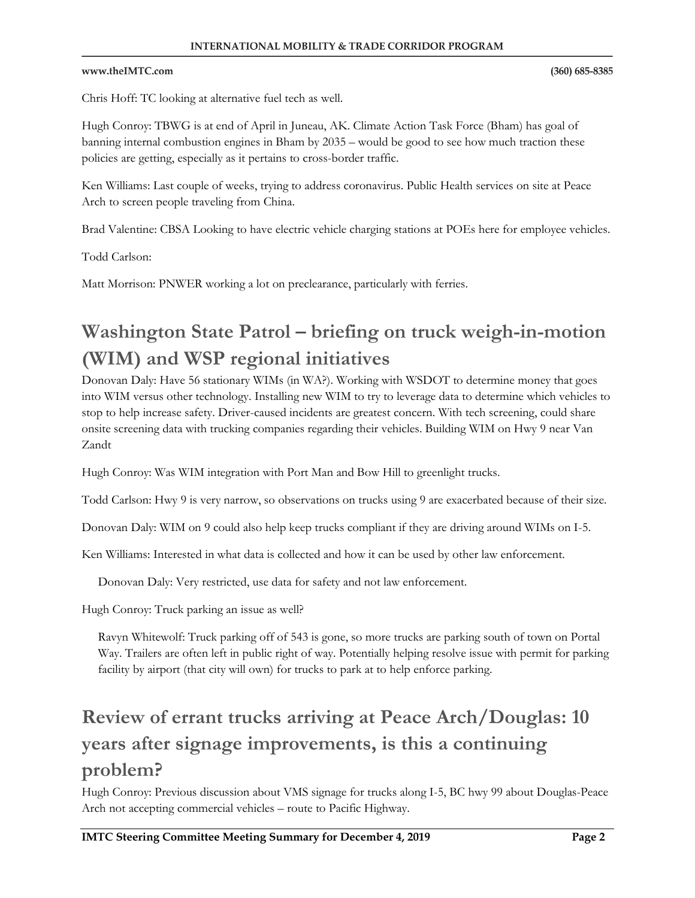Chris Hoff: TC looking at alternative fuel tech as well.

Hugh Conroy: TBWG is at end of April in Juneau, AK. Climate Action Task Force (Bham) has goal of banning internal combustion engines in Bham by 2035 – would be good to see how much traction these policies are getting, especially as it pertains to cross-border traffic.

Ken Williams: Last couple of weeks, trying to address coronavirus. Public Health services on site at Peace Arch to screen people traveling from China.

Brad Valentine: CBSA Looking to have electric vehicle charging stations at POEs here for employee vehicles.

Todd Carlson:

Matt Morrison: PNWER working a lot on preclearance, particularly with ferries.

## Washington State Patrol – briefing on truck weigh-in-motion (WIM) and WSP regional initiatives

Donovan Daly: Have 56 stationary WIMs (in WA?). Working with WSDOT to determine money that goes into WIM versus other technology. Installing new WIM to try to leverage data to determine which vehicles to stop to help increase safety. Driver-caused incidents are greatest concern. With tech screening, could share onsite screening data with trucking companies regarding their vehicles. Building WIM on Hwy 9 near Van Zandt

Hugh Conroy: Was WIM integration with Port Man and Bow Hill to greenlight trucks.

Todd Carlson: Hwy 9 is very narrow, so observations on trucks using 9 are exacerbated because of their size.

Donovan Daly: WIM on 9 could also help keep trucks compliant if they are driving around WIMs on I-5.

Ken Williams: Interested in what data is collected and how it can be used by other law enforcement.

> Donovan Daly: Very restricted, use data for safety and not law enforcement.

Hugh Conroy: Truck parking an issue as well?

> Ravyn Whitewolf: Truck parking off of 543 is gone, so more trucks are parking south of town on Portal Way. Trailers are often left in public right of way. Potentially helping resolve issue with permit for parking facility by airport (that city will own) for trucks to park at to help enforce parking.

## Review of errant trucks arriving at Peace Arch/Douglas: 10 years after signage improvements, is this a continuing problem?

Hugh Conroy: Previous discussion about VMS signage for trucks along I-5, BC hwy 99 about Douglas-Peace Arch not accepting commercial vehicles – route to Pacific Highway.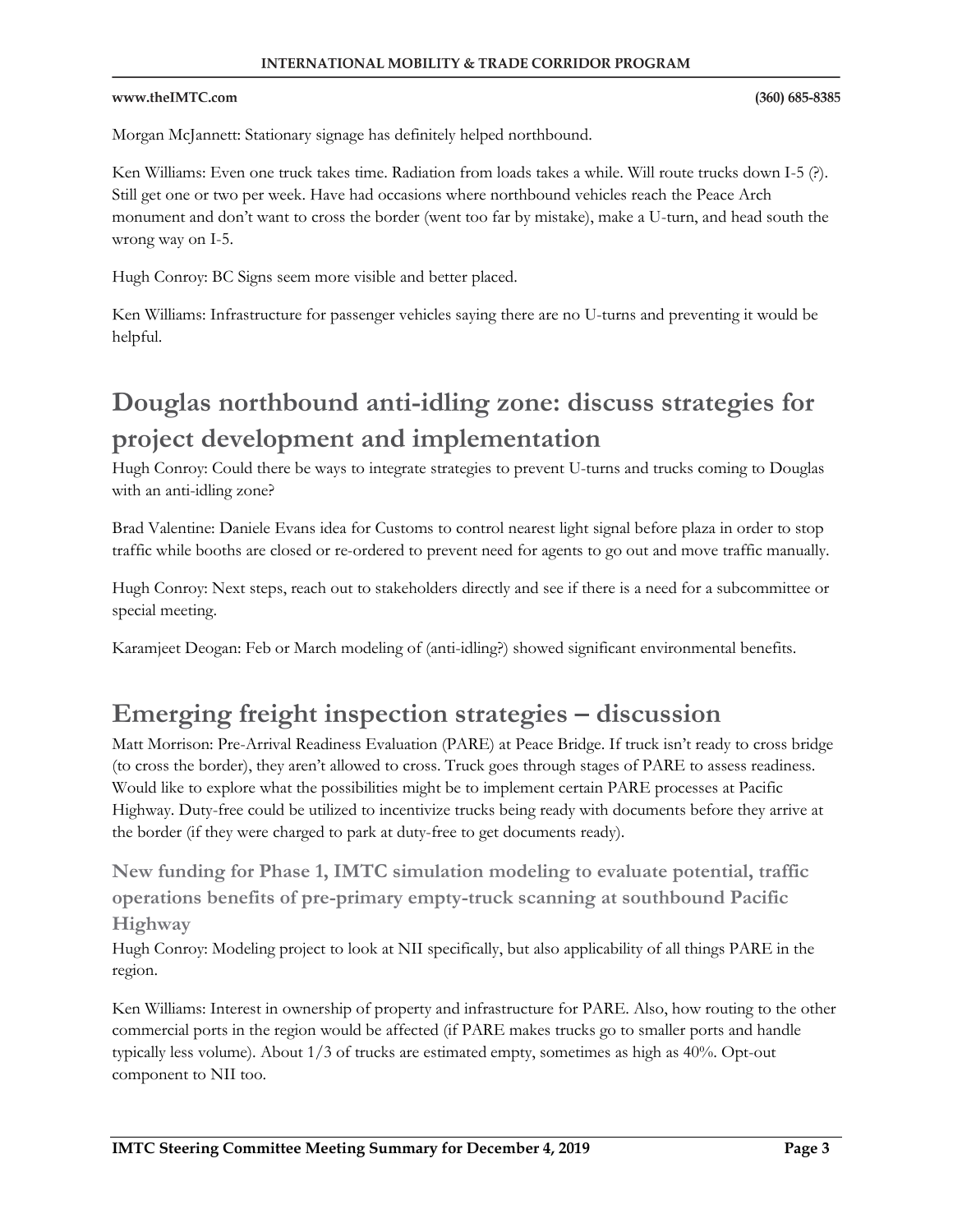Morgan McJannett: Stationary signage has definitely helped northbound.

Ken Williams: Even one truck takes time. Radiation from loads takes a while. Will route trucks down I-5 (?). Still get one or two per week. Have had occasions where northbound vehicles reach the Peace Arch monument and don't want to cross the border (went too far by mistake), make a U-turn, and head south the wrong way on I-5.

Hugh Conroy: BC Signs seem more visible and better placed.

Ken Williams: Infrastructure for passenger vehicles saying there are no U-turns and preventing it would be helpful.

## Douglas northbound anti-idling zone: discuss strategies for project development and implementation

Hugh Conroy: Could there be ways to integrate strategies to prevent U-turns and trucks coming to Douglas with an anti-idling zone?

Brad Valentine: Daniele Evans idea for Customs to control nearest light signal before plaza in order to stop traffic while booths are closed or re-ordered to prevent need for agents to go out and move traffic manually.

Hugh Conroy: Next steps, reach out to stakeholders directly and see if there is a need for a subcommittee or special meeting.

Karamjeet Deogan: Feb or March modeling of (anti-idling?) showed significant environmental benefits.

## Emerging freight inspection strategies – discussion

Matt Morrison: Pre-Arrival Readiness Evaluation (PARE) at Peace Bridge. If truck isn't ready to cross bridge (to cross the border), they aren't allowed to cross. Truck goes through stages of PARE to assess readiness. Would like to explore what the possibilities might be to implement certain PARE processes at Pacific Highway. Duty-free could be utilized to incentivize trucks being ready with documents before they arrive at the border (if they were charged to park at duty-free to get documents ready).

### New funding for Phase 1, IMTC simulation modeling to evaluate potential, traffic operations benefits of pre-primary empty-truck scanning at southbound Pacific Highway

Hugh Conroy: Modeling project to look at NII specifically, but also applicability of all things PARE in the region.

Ken Williams: Interest in ownership of property and infrastructure for PARE. Also, how routing to the other commercial ports in the region would be affected (if PARE makes trucks go to smaller ports and handle typically less volume). About 1/3 of trucks are estimated empty, sometimes as high as 40%. Opt-out component to NII too.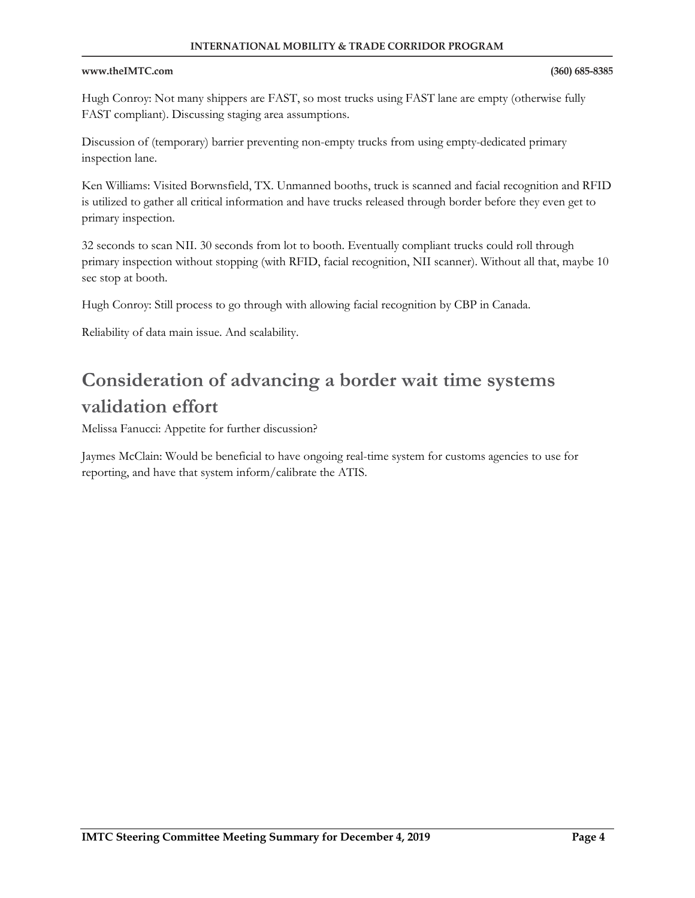Hugh Conroy: Not many shippers are FAST, so most trucks using FAST lane are empty (otherwise fully FAST compliant). Discussing staging area assumptions.

Discussion of (temporary) barrier preventing non-empty trucks from using empty-dedicated primary inspection lane.

Ken Williams: Visited Borwnsfield, TX. Unmanned booths, truck is scanned and facial recognition and RFID is utilized to gather all critical information and have trucks released through border before they even get to primary inspection.

32 seconds to scan NII. 30 seconds from lot to booth. Eventually compliant trucks could roll through primary inspection without stopping (with RFID, facial recognition, NII scanner). Without all that, maybe 10 sec stop at booth.

Hugh Conroy: Still process to go through with allowing facial recognition by CBP in Canada.

Reliability of data main issue. And scalability.

## Consideration of advancing a border wait time systems validation effort

Melissa Fanucci: Appetite for further discussion?

Jaymes McClain: Would be beneficial to have ongoing real-time system for customs agencies to use for reporting, and have that system inform/calibrate the ATIS.